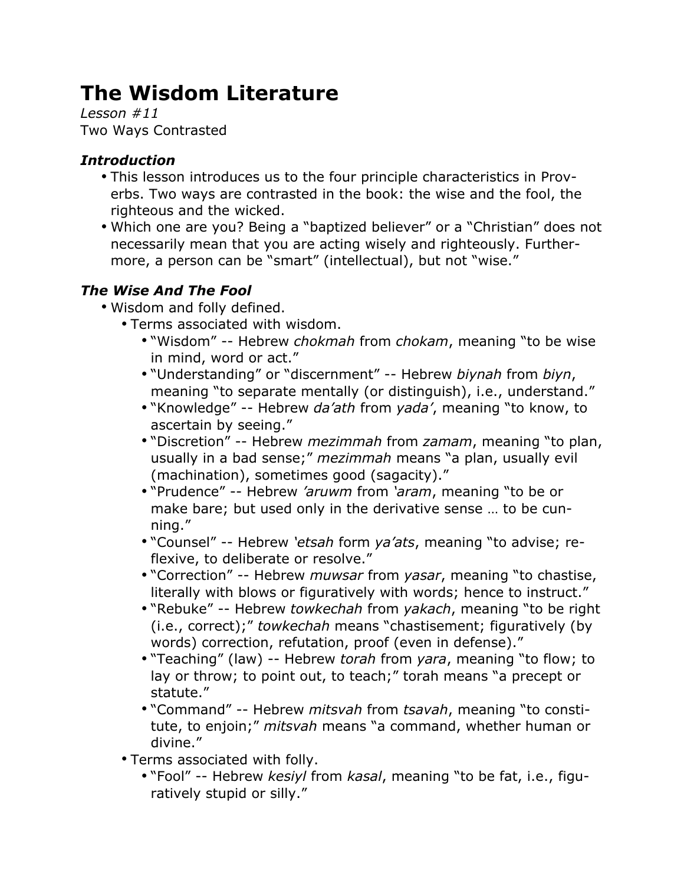# The Wisdom Literature

*Lesson #11*

Two Ways Contrasted

### *Introduction*

- This lesson introduces us to the four principle characteristics in Proverbs. Two ways are contrasted in the book: the wise and the fool, the righteous and the wicked.
- Which one are you? Being a "baptized believer" or a "Christian" does not necessarily mean that you are acting wisely and righteously. Furthermore, a person can be "smart" (intellectual), but not "wise."

### *The Wise And The Fool*

- Wisdom and folly defined.
  - Terms associated with wisdom.
    - "Wisdom" -- Hebrew *chokmah* from *chokam*, meaning "to be wise in mind, word or act."
    - "Understanding" or "discernment" -- Hebrew *biynah* from *biyn*, meaning "to separate mentally (or distinguish), i.e., understand."
    - "Knowledge" -- Hebrew *da'ath* from *yada'*, meaning "to know, to ascertain by seeing."
    - "Discretion" -- Hebrew *mezimmah* from *zamam*, meaning "to plan, usually in a bad sense;" *mezimmah* means "a plan, usually evil (machination), sometimes good (sagacity)."
    - "Prudence" -- Hebrew *'aruwm* from *'aram*, meaning "to be or make bare; but used only in the derivative sense … to be cunning."
    - "Counsel" -- Hebrew *'etsah* form *ya'ats*, meaning "to advise; reflexive, to deliberate or resolve."
    - "Correction" -- Hebrew *muwsar* from *yasar*, meaning "to chastise, literally with blows or figuratively with words; hence to instruct."
    - "Rebuke" -- Hebrew *towkechah* from *yakach*, meaning "to be right (i.e., correct);" *towkechah* means "chastisement; figuratively (by words) correction, refutation, proof (even in defense)."
    - "Teaching" (law) -- Hebrew *torah* from *yara*, meaning "to flow; to lay or throw; to point out, to teach;" torah means "a precept or statute."
    - "Command" -- Hebrew *mitsvah* from *tsavah*, meaning "to constitute, to enjoin;" *mitsvah* means "a command, whether human or divine."
  - Terms associated with folly.
    - "Fool" -- Hebrew *kesiyl* from *kasal*, meaning "to be fat, i.e., figuratively stupid or silly."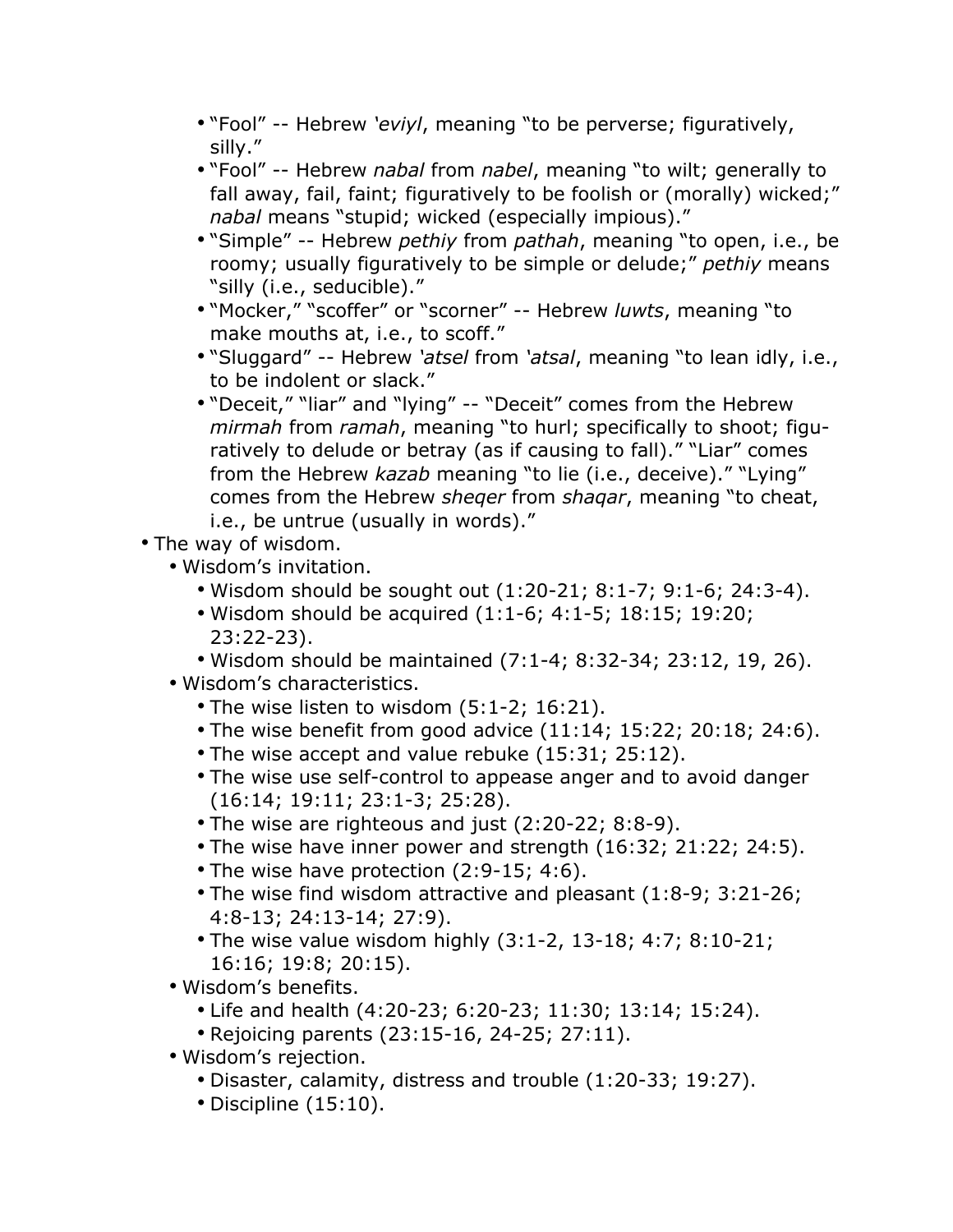- "Fool" -- Hebrew *'eviyl*, meaning "to be perverse; figuratively, silly."
    - "Fool" -- Hebrew *nabal* from *nabel*, meaning "to wilt; generally to fall away, fail, faint; figuratively to be foolish or (morally) wicked;" *nabal* means "stupid; wicked (especially impious)."
    - "Simple" -- Hebrew *pethiy* from *pathah*, meaning "to open, i.e., be roomy; usually figuratively to be simple or delude;" *pethiy* means "silly (i.e., seducible)."
    - "Mocker," "scoffer" or "scorner" -- Hebrew *luwts*, meaning "to make mouths at, i.e., to scoff."
    - "Sluggard" -- Hebrew *'atsel* from *'atsal*, meaning "to lean idly, i.e., to be indolent or slack."
    - "Deceit," "liar" and "lying" -- "Deceit" comes from the Hebrew *mirmah* from *ramah*, meaning "to hurl; specifically to shoot; figuratively to delude or betray (as if causing to fall)." "Liar" comes from the Hebrew *kazab* meaning "to lie (i.e., deceive)." "Lying" comes from the Hebrew *sheqer* from *shaqar*, meaning "to cheat, i.e., be untrue (usually in words)."
- The way of wisdom.
  - Wisdom's invitation.
    - Wisdom should be sought out (1:20-21; 8:1-7; 9:1-6; 24:3-4).
    - Wisdom should be acquired (1:1-6; 4:1-5; 18:15; 19:20; 23:22-23).
    - Wisdom should be maintained (7:1-4; 8:32-34; 23:12, 19, 26).
  - Wisdom's characteristics.
    - The wise listen to wisdom (5:1-2; 16:21).
    - The wise benefit from good advice (11:14; 15:22; 20:18; 24:6).
    - The wise accept and value rebuke (15:31; 25:12).
    - The wise use self-control to appease anger and to avoid danger (16:14; 19:11; 23:1-3; 25:28).
    - The wise are righteous and just (2:20-22; 8:8-9).
    - The wise have inner power and strength (16:32; 21:22; 24:5).
    - The wise have protection (2:9-15; 4:6).
    - The wise find wisdom attractive and pleasant (1:8-9; 3:21-26; 4:8-13; 24:13-14; 27:9).
    - The wise value wisdom highly (3:1-2, 13-18; 4:7; 8:10-21; 16:16; 19:8; 20:15).
  - Wisdom's benefits.
    - Life and health (4:20-23; 6:20-23; 11:30; 13:14; 15:24).
    - Rejoicing parents (23:15-16, 24-25; 27:11).
  - Wisdom's rejection.
    - Disaster, calamity, distress and trouble (1:20-33; 19:27).
    - Discipline (15:10).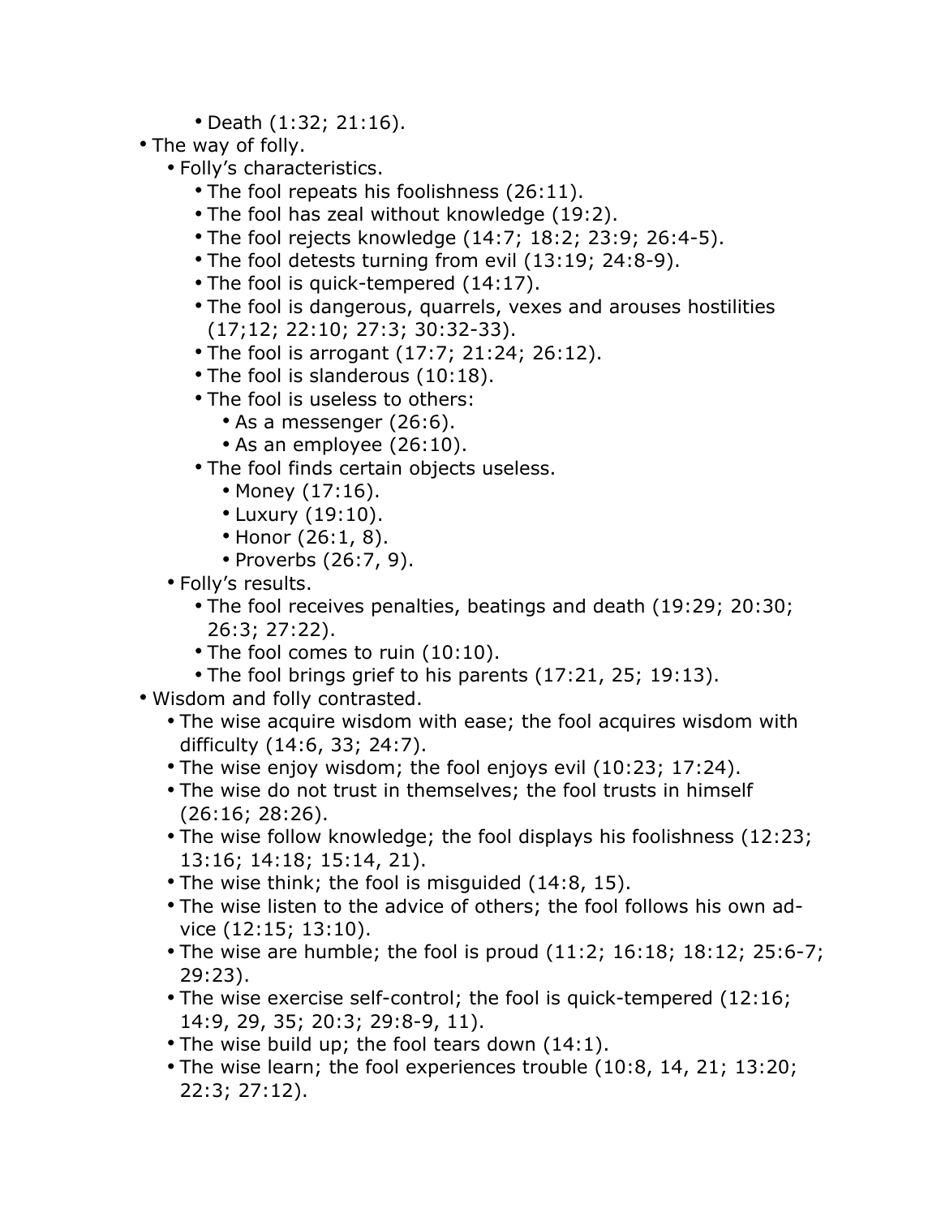- Death (1:32; 21:16).
- The way of folly.
    - Folly's characteristics.
        - The fool repeats his foolishness (26:11).
        - The fool has zeal without knowledge (19:2).
        - The fool rejects knowledge (14:7; 18:2; 23:9; 26:4-5).
        - The fool detests turning from evil (13:19; 24:8-9).
        - The fool is quick-tempered (14:17).
        - The fool is dangerous, quarrels, vexes and arouses hostilities (17;12; 22:10; 27:3; 30:32-33).
        - The fool is arrogant (17:7; 21:24; 26:12).
        - The fool is slanderous (10:18).
        - The fool is useless to others:
            - As a messenger (26:6).
            - As an employee (26:10).
        - The fool finds certain objects useless.
            - Money (17:16).
            - Luxury (19:10).
            - Honor (26:1, 8).
            - Proverbs (26:7, 9).
    - Folly's results.
        - The fool receives penalties, beatings and death (19:29; 20:30; 26:3; 27:22).
        - The fool comes to ruin (10:10).
        - The fool brings grief to his parents (17:21, 25; 19:13).
- Wisdom and folly contrasted.
    - The wise acquire wisdom with ease; the fool acquires wisdom with difficulty (14:6, 33; 24:7).
    - The wise enjoy wisdom; the fool enjoys evil (10:23; 17:24).
    - The wise do not trust in themselves; the fool trusts in himself (26:16; 28:26).
    - The wise follow knowledge; the fool displays his foolishness (12:23; 13:16; 14:18; 15:14, 21).
    - The wise think; the fool is misguided (14:8, 15).
    - The wise listen to the advice of others; the fool follows his own advice (12:15; 13:10).
    - The wise are humble; the fool is proud (11:2; 16:18; 18:12; 25:6-7; 29:23).
    - The wise exercise self-control; the fool is quick-tempered (12:16; 14:9, 29, 35; 20:3; 29:8-9, 11).
    - The wise build up; the fool tears down (14:1).
    - The wise learn; the fool experiences trouble (10:8, 14, 21; 13:20; 22:3; 27:12).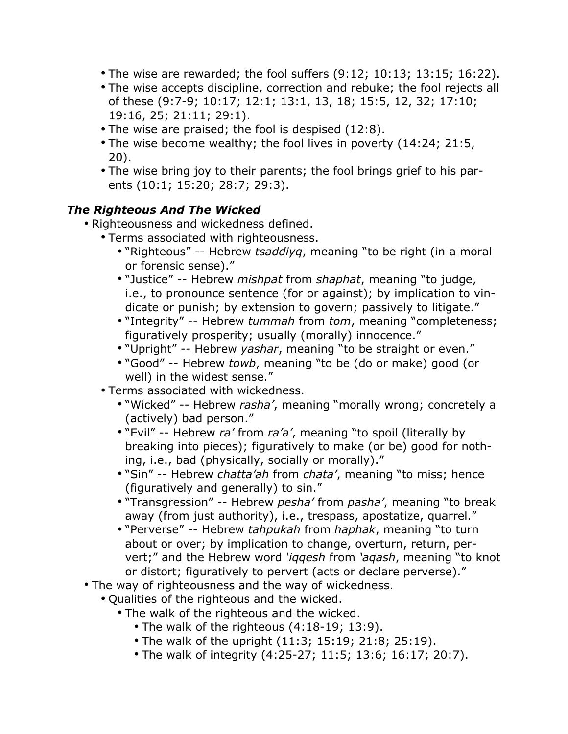- The wise are rewarded; the fool suffers (9:12; 10:13; 13:15; 16:22).
- The wise accepts discipline, correction and rebuke; the fool rejects all of these (9:7-9; 10:17; 12:1; 13:1, 13, 18; 15:5, 12, 32; 17:10; 19:16, 25; 21:11; 29:1).
- The wise are praised; the fool is despised (12:8).
- The wise become wealthy; the fool lives in poverty (14:24; 21:5, 20).
- The wise bring joy to their parents; the fool brings grief to his parents (10:1; 15:20; 28:7; 29:3).

### *The Righteous And The Wicked*

- Righteousness and wickedness defined.
  - Terms associated with righteousness.
    - "Righteous" -- Hebrew *tsaddiyq*, meaning "to be right (in a moral or forensic sense)."
    - "Justice" -- Hebrew *mishpat* from *shaphat*, meaning "to judge, i.e., to pronounce sentence (for or against); by implication to vindicate or punish; by extension to govern; passively to litigate."
    - "Integrity" -- Hebrew *tummah* from *tom*, meaning "completeness; figuratively prosperity; usually (morally) innocence."
    - "Upright" -- Hebrew *yashar*, meaning "to be straight or even."
    - "Good" -- Hebrew *towb*, meaning "to be (do or make) good (or well) in the widest sense."
  - Terms associated with wickedness.
    - "Wicked" -- Hebrew *rasha'*, meaning "morally wrong; concretely a (actively) bad person."
    - "Evil" -- Hebrew *ra'* from *ra'a'*, meaning "to spoil (literally by breaking into pieces); figuratively to make (or be) good for nothing, i.e., bad (physically, socially or morally)."
    - "Sin" -- Hebrew *chatta'ah* from *chata'*, meaning "to miss; hence (figuratively and generally) to sin."
    - "Transgression" -- Hebrew *pesha'* from *pasha'*, meaning "to break away (from just authority), i.e., trespass, apostatize, quarrel."
    - "Perverse" -- Hebrew *tahpukah* from *haphak*, meaning "to turn about or over; by implication to change, overturn, return, pervert;" and the Hebrew word *'iqqesh* from *'aqash*, meaning "to knot or distort; figuratively to pervert (acts or declare perverse)."
- The way of righteousness and the way of wickedness.
  - Qualities of the righteous and the wicked.
    - The walk of the righteous and the wicked.
      - The walk of the righteous (4:18-19; 13:9).
      - The walk of the upright (11:3; 15:19; 21:8; 25:19).
      - The walk of integrity (4:25-27; 11:5; 13:6; 16:17; 20:7).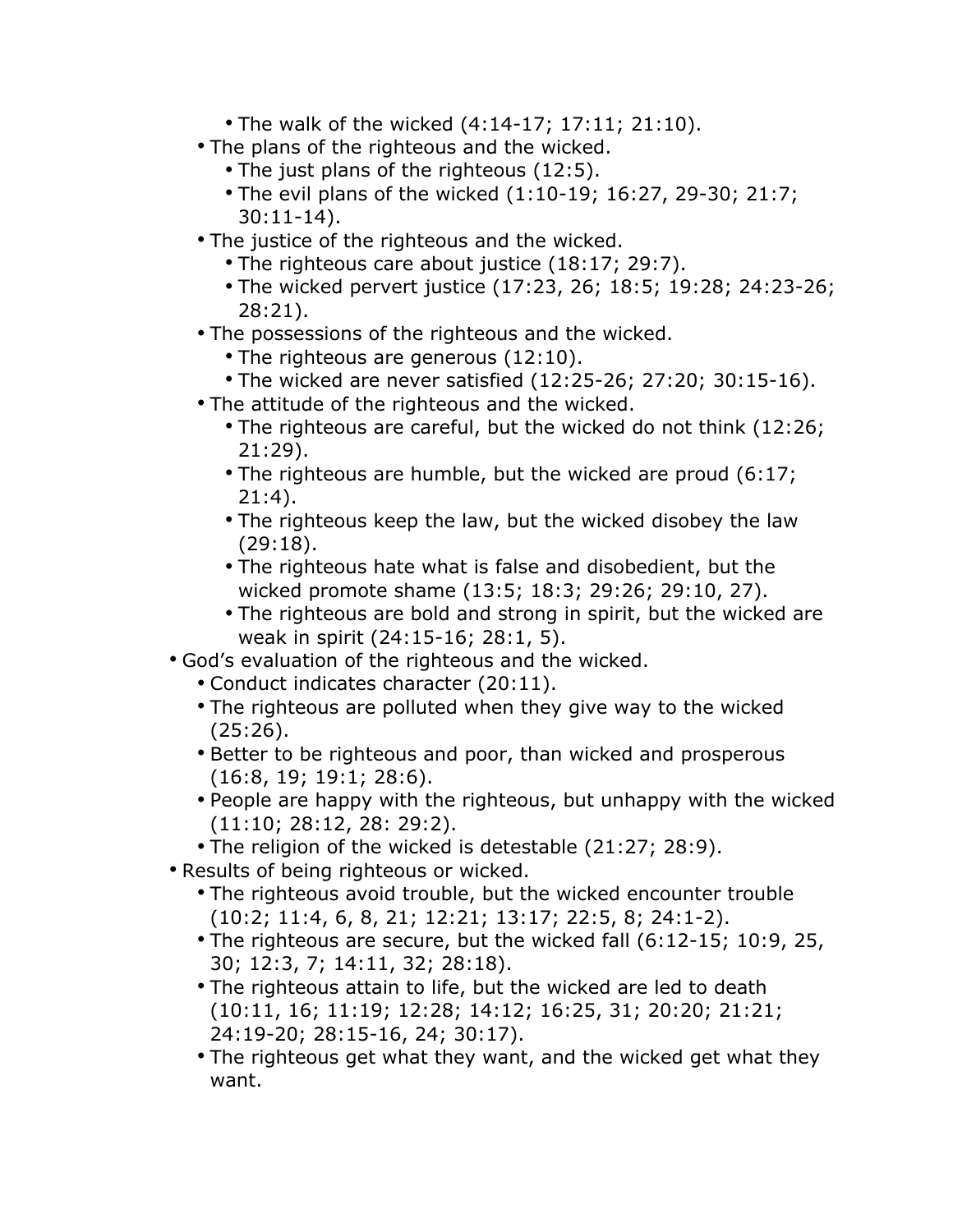- The walk of the wicked (4:14-17; 17:11; 21:10).
  - The plans of the righteous and the wicked.
    - The just plans of the righteous (12:5).
    - The evil plans of the wicked (1:10-19; 16:27, 29-30; 21:7; 30:11-14).
  - The justice of the righteous and the wicked.
    - The righteous care about justice (18:17; 29:7).
    - The wicked pervert justice (17:23, 26; 18:5; 19:28; 24:23-26; 28:21).
  - The possessions of the righteous and the wicked.
    - The righteous are generous (12:10).
    - The wicked are never satisfied (12:25-26; 27:20; 30:15-16).
  - The attitude of the righteous and the wicked.
    - The righteous are careful, but the wicked do not think (12:26; 21:29).
    - The righteous are humble, but the wicked are proud (6:17; 21:4).
    - The righteous keep the law, but the wicked disobey the law (29:18).
    - The righteous hate what is false and disobedient, but the wicked promote shame (13:5; 18:3; 29:26; 29:10, 27).
    - The righteous are bold and strong in spirit, but the wicked are weak in spirit (24:15-16; 28:1, 5).
- God's evaluation of the righteous and the wicked.
  - Conduct indicates character (20:11).
  - The righteous are polluted when they give way to the wicked (25:26).
  - Better to be righteous and poor, than wicked and prosperous (16:8, 19; 19:1; 28:6).
  - People are happy with the righteous, but unhappy with the wicked (11:10; 28:12, 28: 29:2).
  - The religion of the wicked is detestable (21:27; 28:9).
- Results of being righteous or wicked.
  - The righteous avoid trouble, but the wicked encounter trouble (10:2; 11:4, 6, 8, 21; 12:21; 13:17; 22:5, 8; 24:1-2).
  - The righteous are secure, but the wicked fall (6:12-15; 10:9, 25, 30; 12:3, 7; 14:11, 32; 28:18).
  - The righteous attain to life, but the wicked are led to death (10:11, 16; 11:19; 12:28; 14:12; 16:25, 31; 20:20; 21:21; 24:19-20; 28:15-16, 24; 30:17).
  - The righteous get what they want, and the wicked get what they want.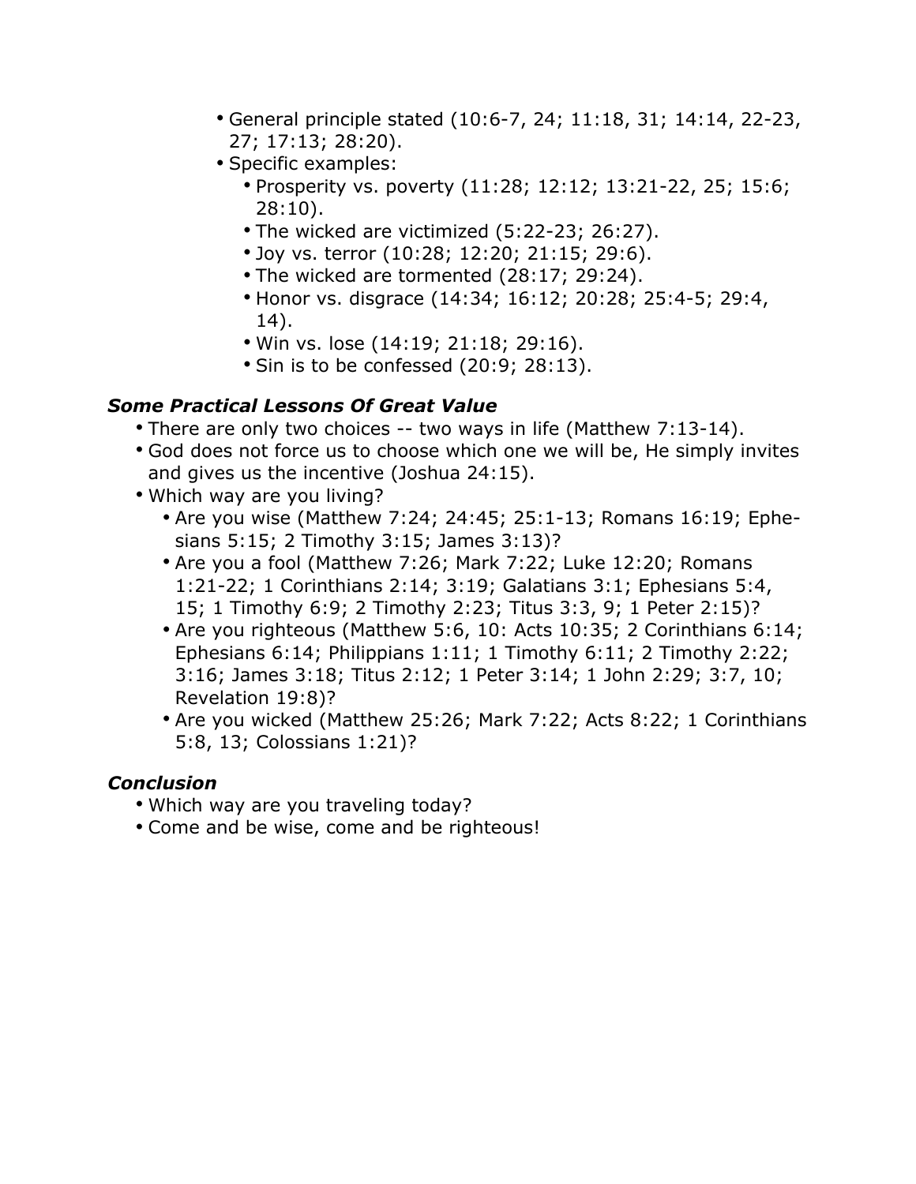- General principle stated (10:6-7, 24; 11:18, 31; 14:14, 22-23, 27; 17:13; 28:20).
- Specific examples:
  - Prosperity vs. poverty (11:28; 12:12; 13:21-22, 25; 15:6; 28:10).
  - The wicked are victimized (5:22-23; 26:27).
  - Joy vs. terror (10:28; 12:20; 21:15; 29:6).
  - The wicked are tormented (28:17; 29:24).
  - Honor vs. disgrace (14:34; 16:12; 20:28; 25:4-5; 29:4, 14).
  - Win vs. lose (14:19; 21:18; 29:16).
  - Sin is to be confessed (20:9; 28:13).

### *Some Practical Lessons Of Great Value*

- There are only two choices -- two ways in life (Matthew 7:13-14).
- God does not force us to choose which one we will be, He simply invites and gives us the incentive (Joshua 24:15).
- Which way are you living?
  - Are you wise (Matthew 7:24; 24:45; 25:1-13; Romans 16:19; Ephesians 5:15; 2 Timothy 3:15; James 3:13)?
  - Are you a fool (Matthew 7:26; Mark 7:22; Luke 12:20; Romans 1:21-22; 1 Corinthians 2:14; 3:19; Galatians 3:1; Ephesians 5:4, 15; 1 Timothy 6:9; 2 Timothy 2:23; Titus 3:3, 9; 1 Peter 2:15)?
  - Are you righteous (Matthew 5:6, 10: Acts 10:35; 2 Corinthians 6:14; Ephesians 6:14; Philippians 1:11; 1 Timothy 6:11; 2 Timothy 2:22; 3:16; James 3:18; Titus 2:12; 1 Peter 3:14; 1 John 2:29; 3:7, 10; Revelation 19:8)?
  - Are you wicked (Matthew 25:26; Mark 7:22; Acts 8:22; 1 Corinthians 5:8, 13; Colossians 1:21)?

### *Conclusion*

- Which way are you traveling today?
- Come and be wise, come and be righteous!